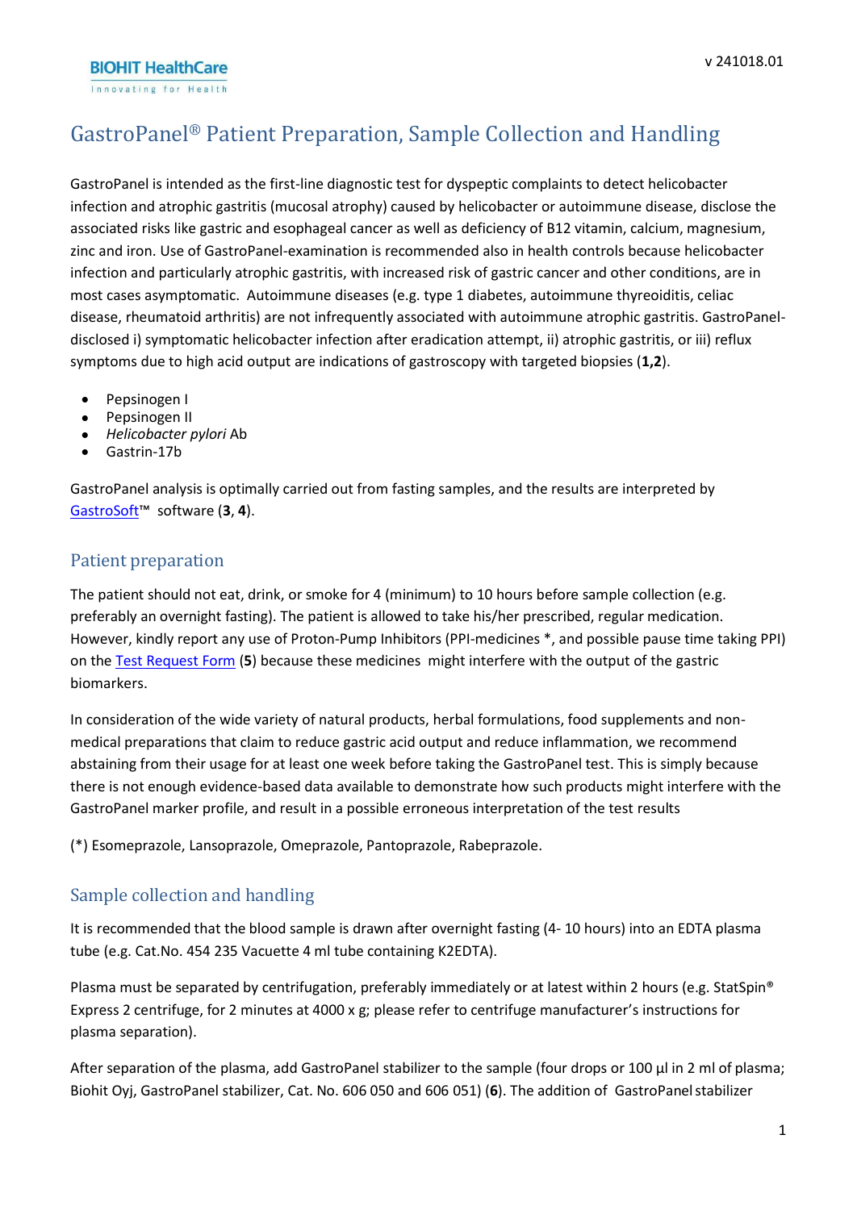# GastroPanel® Patient Preparation, Sample Collection and Handling

GastroPanel is intended as the first-line diagnostic test for dyspeptic complaints to detect helicobacter infection and atrophic gastritis (mucosal atrophy) caused by helicobacter or autoimmune disease, disclose the associated risks like gastric and esophageal cancer as well as deficiency of B12 vitamin, calcium, magnesium, zinc and iron. Use of GastroPanel-examination is recommended also in health controls because helicobacter infection and particularly atrophic gastritis, with increased risk of gastric cancer and other conditions, are in most cases asymptomatic. Autoimmune diseases (e.g. type 1 diabetes, autoimmune thyreoiditis, celiac disease, rheumatoid arthritis) are not infrequently associated with autoimmune atrophic gastritis. GastroPanel-disclosed i) symptomatic helicobacter infection after eradication attempt, ii) atrophic gastritis, or iii) reflux symptoms due to high acid output are indications of gastroscopy with targeted biopsies (**1,2**).

- Pepsinogen I
- Pepsinogen II
- *Helicobacter pylori* Ab
- Gastrin-17b

GastroPanel analysis is optimally carried out from fasting samples, and the results are interpreted by GastroSoft™ software (**3**, **4**).

## Patient preparation

The patient should not eat, drink, or smoke for 4 (minimum) to 10 hours before sample collection (e.g. preferably an overnight fasting). The patient is allowed to take his/her prescribed, regular medication. However, kindly report any use of Proton-Pump Inhibitors (PPI-medicines *, and possible pause time taking PPI) on the Test Request Form (**5**) because these medicines might interfere with the output of the gastric biomarkers.

In consideration of the wide variety of natural products, herbal formulations, food supplements and non-medical preparations that claim to reduce gastric acid output and reduce inflammation, we recommend abstaining from their usage for at least one week before taking the GastroPanel test. This is simply because there is not enough evidence-based data available to demonstrate how such products might interfere with the GastroPanel marker profile, and result in a possible erroneous interpretation of the test results

(*) Esomeprazole, Lansoprazole, Omeprazole, Pantoprazole, Rabeprazole.

## Sample collection and handling

It is recommended that the blood sample is drawn after overnight fasting (4- 10 hours) into an EDTA plasma tube (e.g. Cat.No. 454 235 Vacuette 4 ml tube containing K2EDTA).

Plasma must be separated by centrifugation, preferably immediately or at latest within 2 hours (e.g. StatSpin® Express 2 centrifuge, for 2 minutes at 4000 x g; please refer to centrifuge manufacturer's instructions for plasma separation).

After separation of the plasma, add GastroPanel stabilizer to the sample (four drops or 100 µl in 2 ml of plasma; Biohit Oyj, GastroPanel stabilizer, Cat. No. 606 050 and 606 051) (**6**). The addition of GastroPanel stabilizer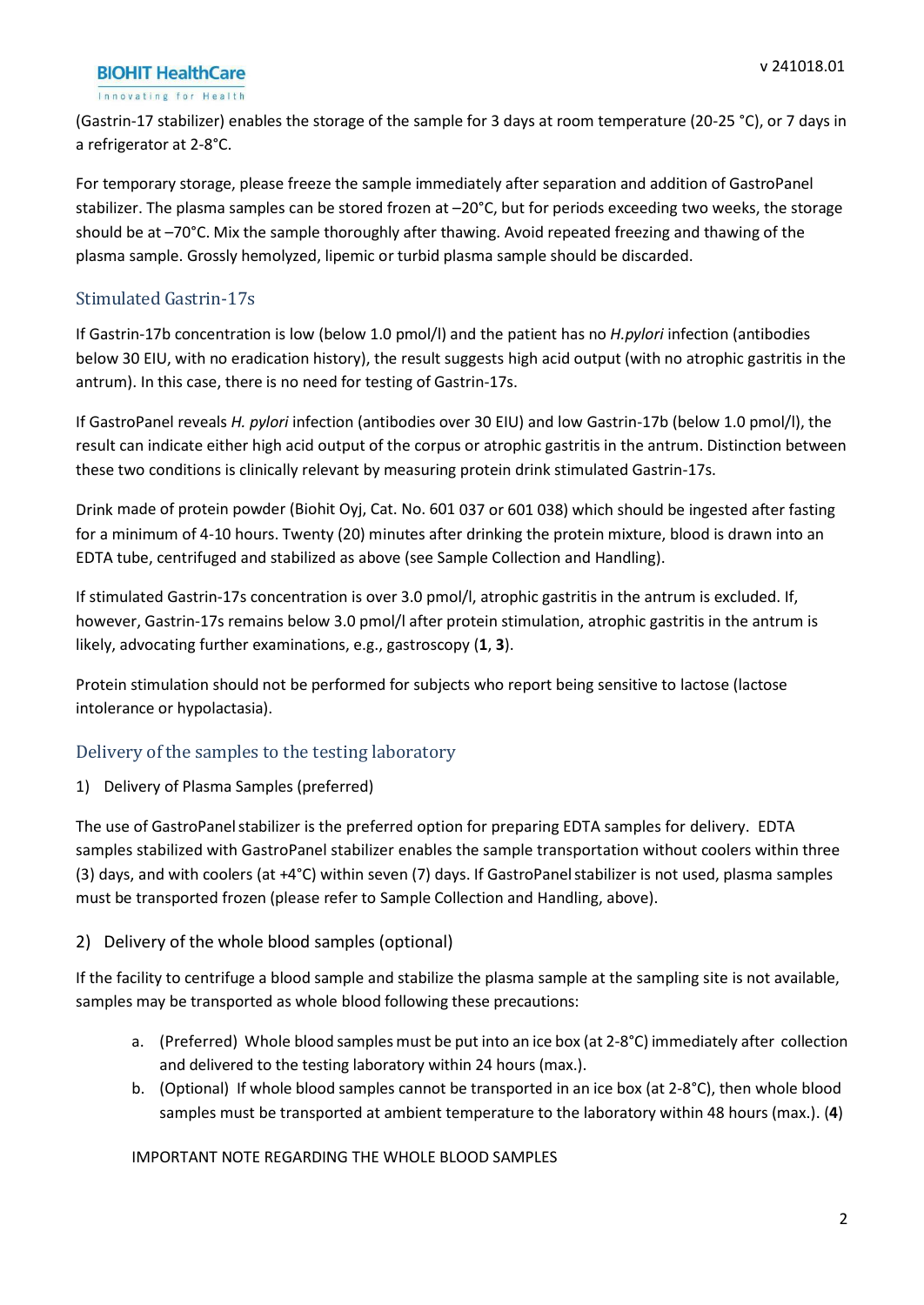(Gastrin-17 stabilizer) enables the storage of the sample for 3 days at room temperature (20-25 °C), or 7 days in a refrigerator at 2-8°C.

For temporary storage, please freeze the sample immediately after separation and addition of GastroPanel stabilizer. The plasma samples can be stored frozen at –20°C, but for periods exceeding two weeks, the storage should be at –70°C. Mix the sample thoroughly after thawing. Avoid repeated freezing and thawing of the plasma sample. Grossly hemolyzed, lipemic or turbid plasma sample should be discarded.

## Stimulated Gastrin-17s

If Gastrin-17b concentration is low (below 1.0 pmol/l) and the patient has no *H.pylori* infection (antibodies below 30 EIU, with no eradication history), the result suggests high acid output (with no atrophic gastritis in the antrum). In this case, there is no need for testing of Gastrin-17s.

If GastroPanel reveals *H. pylori* infection (antibodies over 30 EIU) and low Gastrin-17b (below 1.0 pmol/l), the result can indicate either high acid output of the corpus or atrophic gastritis in the antrum. Distinction between these two conditions is clinically relevant by measuring protein drink stimulated Gastrin-17s.

Drink made of protein powder (Biohit Oyj, Cat. No. 601 037 or 601 038) which should be ingested after fasting for a minimum of 4-10 hours. Twenty (20) minutes after drinking the protein mixture, blood is drawn into an EDTA tube, centrifuged and stabilized as above (see Sample Collection and Handling).

If stimulated Gastrin-17s concentration is over 3.0 pmol/l, atrophic gastritis in the antrum is excluded. If, however, Gastrin-17s remains below 3.0 pmol/l after protein stimulation, atrophic gastritis in the antrum is likely, advocating further examinations, e.g., gastroscopy (**1**, **3**).

Protein stimulation should not be performed for subjects who report being sensitive to lactose (lactose intolerance or hypolactasia).

## Delivery of the samples to the testing laboratory

### 1) Delivery of Plasma Samples (preferred)

The use of GastroPanel stabilizer is the preferred option for preparing EDTA samples for delivery. EDTA samples stabilized with GastroPanel stabilizer enables the sample transportation without coolers within three (3) days, and with coolers (at +4°C) within seven (7) days. If GastroPanel stabilizer is not used, plasma samples must be transported frozen (please refer to Sample Collection and Handling, above).

### 2) Delivery of the whole blood samples (optional)

If the facility to centrifuge a blood sample and stabilize the plasma sample at the sampling site is not available, samples may be transported as whole blood following these precautions:

a. (Preferred) Whole blood samples must be put into an ice box (at 2-8°C) immediately after collection and delivered to the testing laboratory within 24 hours (max.).
b. (Optional) If whole blood samples cannot be transported in an ice box (at 2-8°C), then whole blood samples must be transported at ambient temperature to the laboratory within 48 hours (max.). (**4**)

IMPORTANT NOTE REGARDING THE WHOLE BLOOD SAMPLES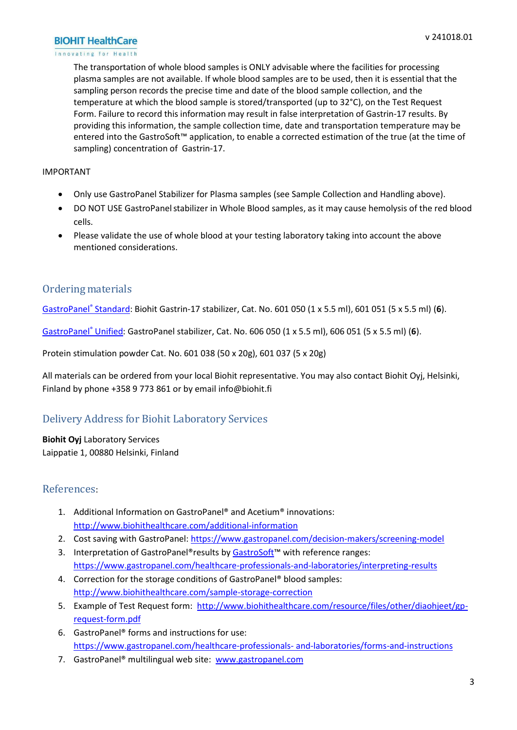The transportation of whole blood samples is ONLY advisable where the facilities for processing plasma samples are not available. If whole blood samples are to be used, then it is essential that the sampling person records the precise time and date of the blood sample collection, and the temperature at which the blood sample is stored/transported (up to 32°C), on the Test Request Form. Failure to record this information may result in false interpretation of Gastrin-17 results. By providing this information, the sample collection time, date and transportation temperature may be entered into the GastroSoft™ application, to enable a corrected estimation of the true (at the time of sampling) concentration of Gastrin-17.

IMPORTANT

- Only use GastroPanel Stabilizer for Plasma samples (see Sample Collection and Handling above).
- DO NOT USE GastroPanel stabilizer in Whole Blood samples, as it may cause hemolysis of the red blood cells.
- Please validate the use of whole blood at your testing laboratory taking into account the above mentioned considerations.

## Ordering materials

GastroPanel® Standard: Biohit Gastrin-17 stabilizer, Cat. No. 601 050 (1 x 5.5 ml), 601 051 (5 x 5.5 ml) (**6**).

GastroPanel® Unified: GastroPanel stabilizer, Cat. No. 606 050 (1 x 5.5 ml), 606 051 (5 x 5.5 ml) (**6**).

Protein stimulation powder Cat. No. 601 038 (50 x 20g), 601 037 (5 x 20g)

All materials can be ordered from your local Biohit representative. You may also contact Biohit Oyj, Helsinki, Finland by phone +358 9 773 861 or by email info@biohit.fi

## Delivery Address for Biohit Laboratory Services

**Biohit Oyj** Laboratory Services
Laippatie 1, 00880 Helsinki, Finland

## References:

1. Additional Information on GastroPanel® and Acetium® innovations: http://www.biohithealthcare.com/additional-information
2. Cost saving with GastroPanel: https://www.gastropanel.com/decision-makers/screening-model
3. Interpretation of GastroPanel®results by GastroSoft™ with reference ranges: https://www.gastropanel.com/healthcare-professionals-and-laboratories/interpreting-results
4. Correction for the storage conditions of GastroPanel® blood samples: http://www.biohithealthcare.com/sample-storage-correction
5. Example of Test Request form: http://www.biohithealthcare.com/resource/files/other/diaohjeet/gp-request-form.pdf
6. GastroPanel® forms and instructions for use: https://www.gastropanel.com/healthcare-professionals- and-laboratories/forms-and-instructions
7. GastroPanel® multilingual web site: www.gastropanel.com